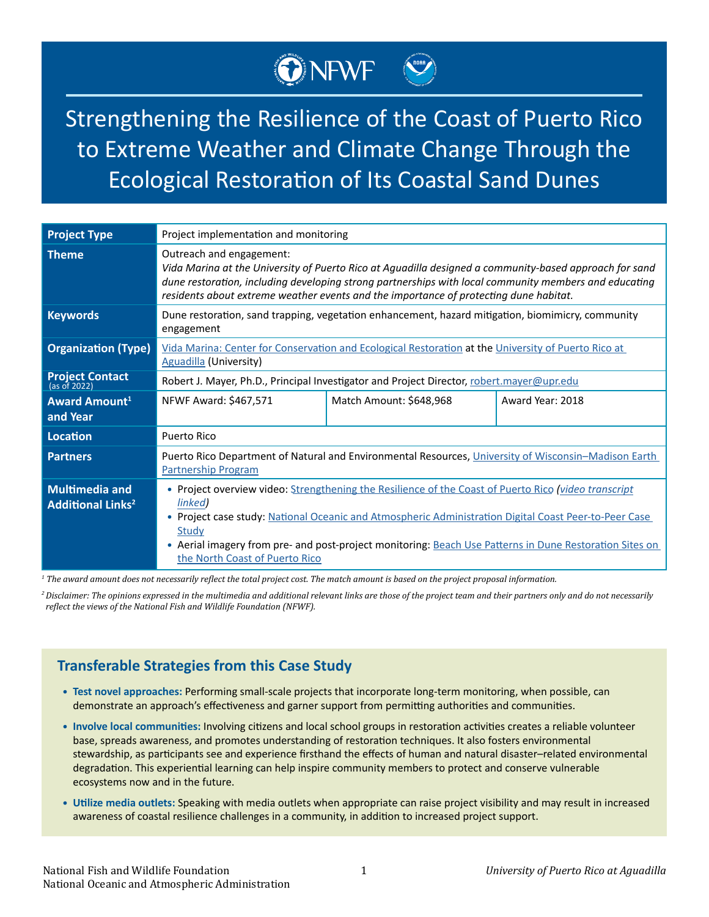# Strengthening the Resilience of the Coast of Puerto Rico to Extreme Weather and Climate Change Through the Ecological Restoration of Its Coastal Sand Dunes

| **Project Type** | Project implementation and monitoring | | |
|---|---|---|---|
| **Theme** | Outreach and engagement: *Vida Marina at the University of Puerto Rico at Aguadilla designed a community-based approach for sand dune restoration, including developing strong partnerships with local community members and educating residents about extreme weather events and the importance of protecting dune habitat.* | | |
| **Keywords** | Dune restoration, sand trapping, vegetation enhancement, hazard mitigation, biomimicry, community engagement | | |
| **Organization (Type)** | Vida Marina: Center for Conservation and Ecological Restoration at the University of Puerto Rico at Aguadilla (University) | | |
| **Project Contact** (as of 2022) | Robert J. Mayer, Ph.D., Principal Investigator and Project Director, robert.mayer@upr.edu | | |
| **Award Amount[1] and Year** | NFWF Award: $467,571 | Match Amount: $648,968 | Award Year: 2018 |
| **Location** | Puerto Rico | | |
| **Partners** | Puerto Rico Department of Natural and Environmental Resources, University of Wisconsin–Madison Earth Partnership Program | | |
| **Multimedia and Additional Links[2]** | • Project overview video: Strengthening the Resilience of the Coast of Puerto Rico *(video transcript linked)* • Project case study: National Oceanic and Atmospheric Administration Digital Coast Peer-to-Peer Case Study • Aerial imagery from pre- and post-project monitoring: Beach Use Patterns in Dune Restoration Sites on the North Coast of Puerto Rico | | |

*[1] The award amount does not necessarily reflect the total project cost. The match amount is based on the project proposal information.*

*[2] Disclaimer: The opinions expressed in the multimedia and additional relevant links are those of the project team and their partners only and do not necessarily reflect the views of the National Fish and Wildlife Foundation (NFWF).*

## Transferable Strategies from this Case Study

- **Test novel approaches:** Performing small-scale projects that incorporate long-term monitoring, when possible, can demonstrate an approach's effectiveness and garner support from permitting authorities and communities.
- **Involve local communities:** Involving citizens and local school groups in restoration activities creates a reliable volunteer base, spreads awareness, and promotes understanding of restoration techniques. It also fosters environmental stewardship, as participants see and experience firsthand the effects of human and natural disaster–related environmental degradation. This experiential learning can help inspire community members to protect and conserve vulnerable ecosystems now and in the future.
- **Utilize media outlets:** Speaking with media outlets when appropriate can raise project visibility and may result in increased awareness of coastal resilience challenges in a community, in addition to increased project support.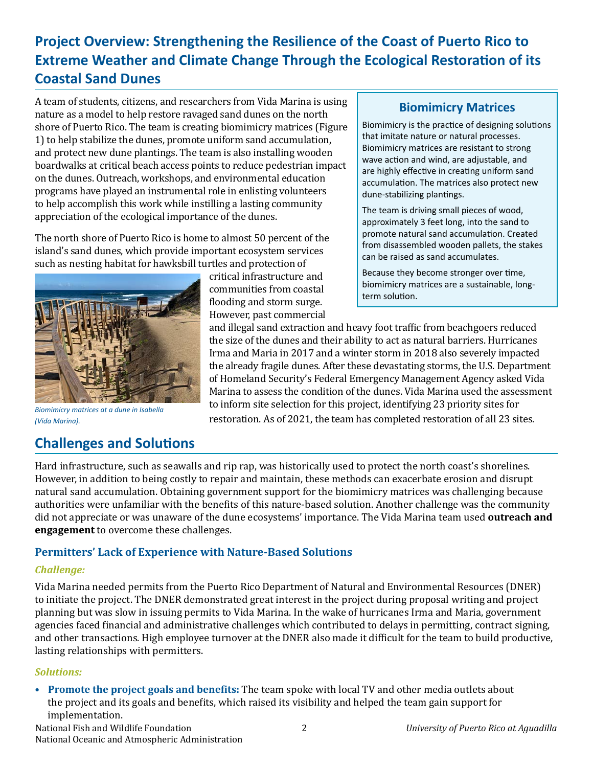## Project Overview: Strengthening the Resilience of the Coast of Puerto Rico to Extreme Weather and Climate Change Through the Ecological Restoration of its Coastal Sand Dunes

A team of students, citizens, and researchers from Vida Marina is using nature as a model to help restore ravaged sand dunes on the north shore of Puerto Rico. The team is creating biomimicry matrices (Figure 1) to help stabilize the dunes, promote uniform sand accumulation, and protect new dune plantings. The team is also installing wooden boardwalks at critical beach access points to reduce pedestrian impact on the dunes. Outreach, workshops, and environmental education programs have played an instrumental role in enlisting volunteers to help accomplish this work while instilling a lasting community appreciation of the ecological importance of the dunes.

> ### Biomimicry Matrices
>
> Biomimicry is the practice of designing solutions that imitate nature or natural processes. Biomimicry matrices are resistant to strong wave action and wind, are adjustable, and are highly effective in creating uniform sand accumulation. The matrices also protect new dune-stabilizing plantings.
>
> The team is driving small pieces of wood, approximately 3 feet long, into the sand to promote natural sand accumulation. Created from disassembled wooden pallets, the stakes can be raised as sand accumulates.
>
> Because they become stronger over time, biomimicry matrices are a sustainable, long-term solution.

The north shore of Puerto Rico is home to almost 50 percent of the island's sand dunes, which provide important ecosystem services such as nesting habitat for hawksbill turtles and protection of critical infrastructure and communities from coastal flooding and storm surge. However, past commercial and illegal sand extraction and heavy foot traffic from beachgoers reduced the size of the dunes and their ability to act as natural barriers. Hurricanes Irma and Maria in 2017 and a winter storm in 2018 also severely impacted the already fragile dunes. After these devastating storms, the U.S. Department of Homeland Security's Federal Emergency Management Agency asked Vida Marina to assess the condition of the dunes. Vida Marina used the assessment to inform site selection for this project, identifying 23 priority sites for restoration. As of 2021, the team has completed restoration of all 23 sites.

*Biomimicry matrices at a dune in Isabella (Vida Marina).*

## Challenges and Solutions

Hard infrastructure, such as seawalls and rip rap, was historically used to protect the north coast's shorelines. However, in addition to being costly to repair and maintain, these methods can exacerbate erosion and disrupt natural sand accumulation. Obtaining government support for the biomimicry matrices was challenging because authorities were unfamiliar with the benefits of this nature-based solution. Another challenge was the community did not appreciate or was unaware of the dune ecosystems' importance. The Vida Marina team used **outreach and engagement** to overcome these challenges.

### Permitters' Lack of Experience with Nature-Based Solutions

#### *Challenge:*

Vida Marina needed permits from the Puerto Rico Department of Natural and Environmental Resources (DNER) to initiate the project. The DNER demonstrated great interest in the project during proposal writing and project planning but was slow in issuing permits to Vida Marina. In the wake of hurricanes Irma and Maria, government agencies faced financial and administrative challenges which contributed to delays in permitting, contract signing, and other transactions. High employee turnover at the DNER also made it difficult for the team to build productive, lasting relationships with permitters.

#### *Solutions:*

- **Promote the project goals and benefits:** The team spoke with local TV and other media outlets about the project and its goals and benefits, which raised its visibility and helped the team gain support for implementation.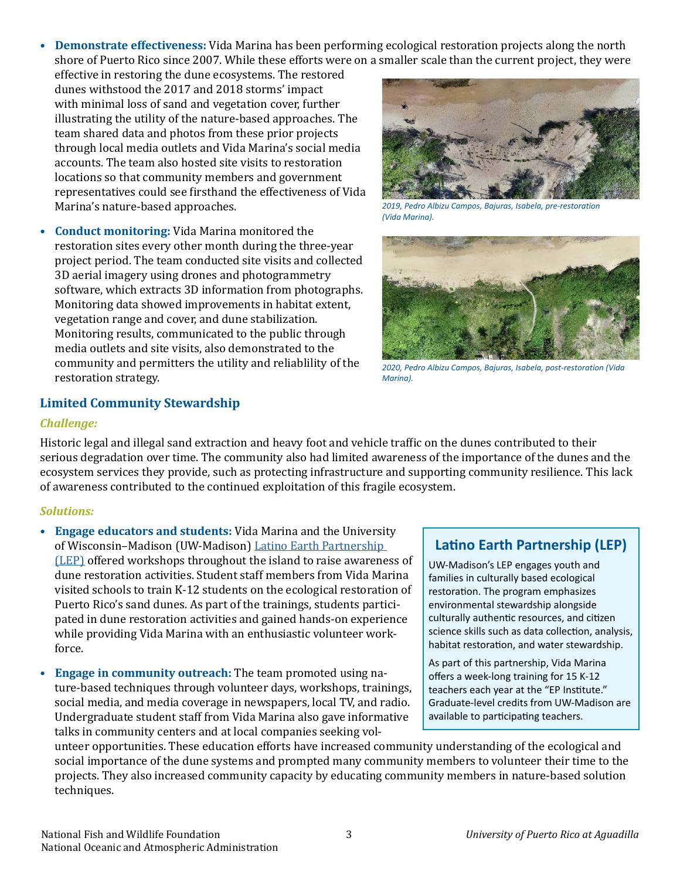- **Demonstrate effectiveness:** Vida Marina has been performing ecological restoration projects along the north shore of Puerto Rico since 2007. While these efforts were on a smaller scale than the current project, they were effective in restoring the dune ecosystems. The restored dunes withstood the 2017 and 2018 storms' impact with minimal loss of sand and vegetation cover, further illustrating the utility of the nature-based approaches. The team shared data and photos from these prior projects through local media outlets and Vida Marina's social media accounts. The team also hosted site visits to restoration locations so that community members and government representatives could see firsthand the effectiveness of Vida Marina's nature-based approaches.

*2019, Pedro Albizu Campos, Bajuras, Isabela, pre-restoration (Vida Marina).*

*2020, Pedro Albizu Campos, Bajuras, Isabela, post-restoration (Vida Marina).*

- **Conduct monitoring:** Vida Marina monitored the restoration sites every other month during the three-year project period. The team conducted site visits and collected 3D aerial imagery using drones and photogrammetry software, which extracts 3D information from photographs. Monitoring data showed improvements in habitat extent, vegetation range and cover, and dune stabilization. Monitoring results, communicated to the public through media outlets and site visits, also demonstrated to the community and permitters the utility and reliablility of the restoration strategy.

## Limited Community Stewardship

### *Challenge:*

Historic legal and illegal sand extraction and heavy foot and vehicle traffic on the dunes contributed to their serious degradation over time. The community also had limited awareness of the importance of the dunes and the ecosystem services they provide, such as protecting infrastructure and supporting community resilience. This lack of awareness contributed to the continued exploitation of this fragile ecosystem.

### *Solutions:*

- **Engage educators and students:** Vida Marina and the University of Wisconsin–Madison (UW-Madison) Latino Earth Partnership (LEP) offered workshops throughout the island to raise awareness of dune restoration activities. Student staff members from Vida Marina visited schools to train K-12 students on the ecological restoration of Puerto Rico's sand dunes. As part of the trainings, students participated in dune restoration activities and gained hands-on experience while providing Vida Marina with an enthusiastic volunteer workforce.
- **Engage in community outreach:** The team promoted using nature-based techniques through volunteer days, workshops, trainings, social media, and media coverage in newspapers, local TV, and radio. Undergraduate student staff from Vida Marina also gave informative talks in community centers and at local companies seeking volunteer opportunities. These education efforts have increased community understanding of the ecological and social importance of the dune systems and prompted many community members to volunteer their time to the projects. They also increased community capacity by educating community members in nature-based solution techniques.

### Latino Earth Partnership (LEP)

UW-Madison's LEP engages youth and families in culturally based ecological restoration. The program emphasizes environmental stewardship alongside culturally authentic resources, and citizen science skills such as data collection, analysis, habitat restoration, and water stewardship.

As part of this partnership, Vida Marina offers a week-long training for 15 K-12 teachers each year at the "EP Institute." Graduate-level credits from UW-Madison are available to participating teachers.